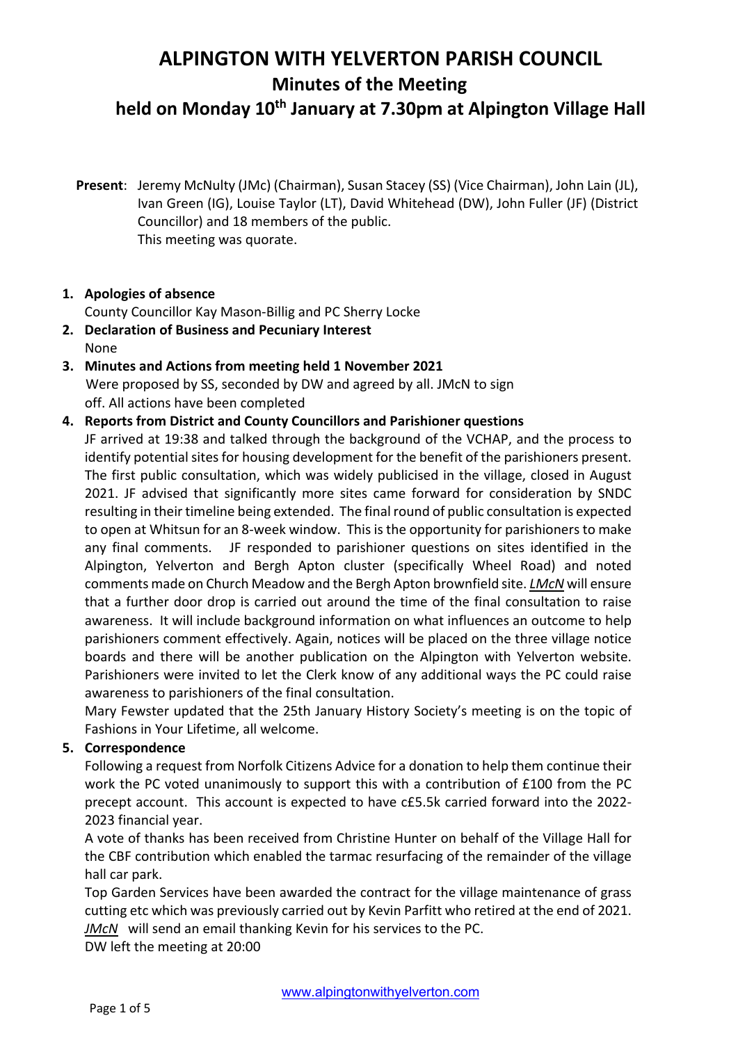# ALPINGTON WITH YELVERTON PARISH COUNCIL

## Minutes of the Meeting

## held on Monday 10th January at 7.30pm at Alpington Village Hall

**Present**: Jeremy McNulty (JMc) (Chairman), Susan Stacey (SS) (Vice Chairman), John Lain (JL), Ivan Green (IG), Louise Taylor (LT), David Whitehead (DW), John Fuller (JF) (District Councillor) and 18 members of the public.
This meeting was quorate.

1. **Apologies of absence**
   County Councillor Kay Mason-Billig and PC Sherry Locke
2. **Declaration of Business and Pecuniary Interest**
   None
3. **Minutes and Actions from meeting held 1 November 2021**
   Were proposed by SS, seconded by DW and agreed by all. JMcN to sign off. All actions have been completed
4. **Reports from District and County Councillors and Parishioner questions**
   JF arrived at 19:38 and talked through the background of the VCHAP, and the process to identify potential sites for housing development for the benefit of the parishioners present. The first public consultation, which was widely publicised in the village, closed in August 2021. JF advised that significantly more sites came forward for consideration by SNDC resulting in their timeline being extended. The final round of public consultation is expected to open at Whitsun for an 8-week window. This is the opportunity for parishioners to make any final comments. JF responded to parishioner questions on sites identified in the Alpington, Yelverton and Bergh Apton cluster (specifically Wheel Road) and noted comments made on Church Meadow and the Bergh Apton brownfield site. ***LMcN*** will ensure that a further door drop is carried out around the time of the final consultation to raise awareness. It will include background information on what influences an outcome to help parishioners comment effectively. Again, notices will be placed on the three village notice boards and there will be another publication on the Alpington with Yelverton website. Parishioners were invited to let the Clerk know of any additional ways the PC could raise awareness to parishioners of the final consultation.
   Mary Fewster updated that the 25th January History Society's meeting is on the topic of Fashions in Your Lifetime, all welcome.
5. **Correspondence**
   Following a request from Norfolk Citizens Advice for a donation to help them continue their work the PC voted unanimously to support this with a contribution of £100 from the PC precept account. This account is expected to have c£5.5k carried forward into the 2022-2023 financial year.
   A vote of thanks has been received from Christine Hunter on behalf of the Village Hall for the CBF contribution which enabled the tarmac resurfacing of the remainder of the village hall car park.
   Top Garden Services have been awarded the contract for the village maintenance of grass cutting etc which was previously carried out by Kevin Parfitt who retired at the end of 2021. *JMcN* will send an email thanking Kevin for his services to the PC.
   DW left the meeting at 20:00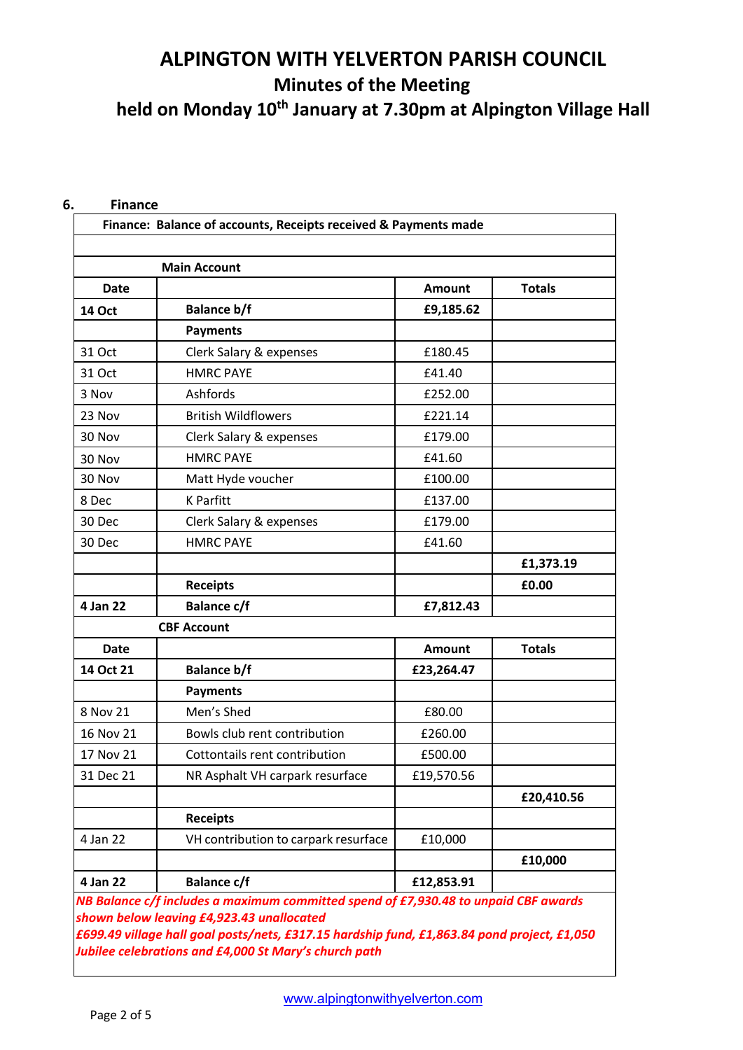# ALPINGTON WITH YELVERTON PARISH COUNCIL

## Minutes of the Meeting

## held on Monday 10th January at 7.30pm at Alpington Village Hall

**6. Finance**

| **Finance: Balance of accounts, Receipts received & Payments made** | | | |
|---|---|---|---|
| | | | |
| | **Main Account** | | |
| **Date** | | **Amount** | **Totals** |
| **14 Oct** | **Balance b/f** | **£9,185.62** | |
| | **Payments** | | |
| 31 Oct | Clerk Salary & expenses | £180.45 | |
| 31 Oct | HMRC PAYE | £41.40 | |
| 3 Nov | Ashfords | £252.00 | |
| 23 Nov | British Wildflowers | £221.14 | |
| 30 Nov | Clerk Salary & expenses | £179.00 | |
| 30 Nov | HMRC PAYE | £41.60 | |
| 30 Nov | Matt Hyde voucher | £100.00 | |
| 8 Dec | K Parfitt | £137.00 | |
| 30 Dec | Clerk Salary & expenses | £179.00 | |
| 30 Dec | HMRC PAYE | £41.60 | |
| | | | **£1,373.19** |
| | **Receipts** | | **£0.00** |
| **4 Jan 22** | **Balance c/f** | **£7,812.43** | |
| | **CBF Account** | | |
| **Date** | | **Amount** | **Totals** |
| **14 Oct 21** | **Balance b/f** | **£23,264.47** | |
| | **Payments** | | |
| 8 Nov 21 | Men's Shed | £80.00 | |
| 16 Nov 21 | Bowls club rent contribution | £260.00 | |
| 17 Nov 21 | Cottontails rent contribution | £500.00 | |
| 31 Dec 21 | NR Asphalt VH carpark resurface | £19,570.56 | |
| | | | **£20,410.56** |
| | **Receipts** | | |
| 4 Jan 22 | VH contribution to carpark resurface | £10,000 | |
| | | | **£10,000** |
| **4 Jan 22** | **Balance c/f** | **£12,853.91** | |

***NB Balance c/f includes a maximum committed spend of £7,930.48 to unpaid CBF awards shown below leaving £4,923.43 unallocated***
***£699.49 village hall goal posts/nets, £317.15 hardship fund, £1,863.84 pond project, £1,050 Jubilee celebrations and £4,000 St Mary's church path***

www.alpingtonwithyelverton.com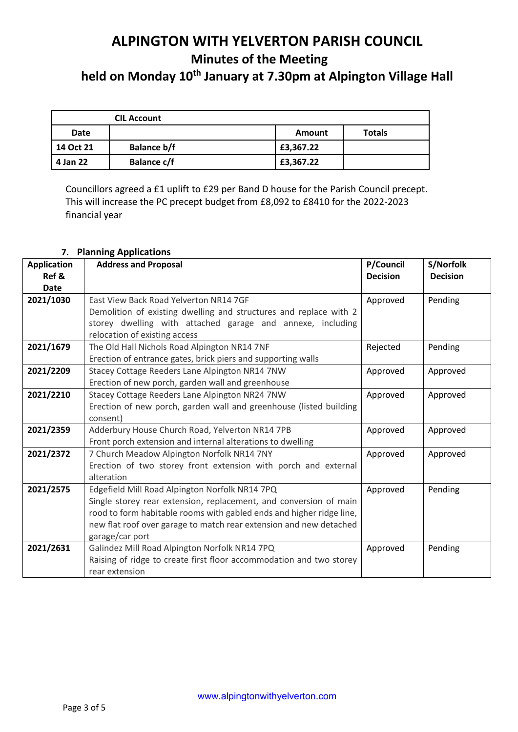# ALPINGTON WITH YELVERTON PARISH COUNCIL

## Minutes of the Meeting

## held on Monday 10th January at 7.30pm at Alpington Village Hall

| CIL Account | | | |
|---|---|---|---|
| **Date** | | **Amount** | **Totals** |
| **14 Oct 21** | **Balance b/f** | **£3,367.22** | |
| **4 Jan 22** | **Balance c/f** | **£3,367.22** | |

Councillors agreed a £1 uplift to £29 per Band D house for the Parish Council precept. This will increase the PC precept budget from £8,092 to £8410 for the 2022-2023 financial year

### 7. Planning Applications

| Application Ref & Date | Address and Proposal | P/Council Decision | S/Norfolk Decision |
|---|---|---|---|
| **2021/1030** | East View Back Road Yelverton NR14 7GF<br>Demolition of existing dwelling and structures and replace with 2 storey dwelling with attached garage and annexe, including relocation of existing access | Approved | Pending |
| **2021/1679** | The Old Hall Nichols Road Alpington NR14 7NF<br>Erection of entrance gates, brick piers and supporting walls | Rejected | Pending |
| **2021/2209** | Stacey Cottage Reeders Lane Alpington NR14 7NW<br>Erection of new porch, garden wall and greenhouse | Approved | Approved |
| **2021/2210** | Stacey Cottage Reeders Lane Alpington NR24 7NW<br>Erection of new porch, garden wall and greenhouse (listed building consent) | Approved | Approved |
| **2021/2359** | Adderbury House Church Road, Yelverton NR14 7PB<br>Front porch extension and internal alterations to dwelling | Approved | Approved |
| **2021/2372** | 7 Church Meadow Alpington Norfolk NR14 7NY<br>Erection of two storey front extension with porch and external alteration | Approved | Approved |
| **2021/2575** | Edgefield Mill Road Alpington Norfolk NR14 7PQ<br>Single storey rear extension, replacement, and conversion of main rood to form habitable rooms with gabled ends and higher ridge line, new flat roof over garage to match rear extension and new detached garage/car port | Approved | Pending |
| **2021/2631** | Galindez Mill Road Alpington Norfolk NR14 7PQ<br>Raising of ridge to create first floor accommodation and two storey rear extension | Approved | Pending |

www.alpingtonwithyelverton.com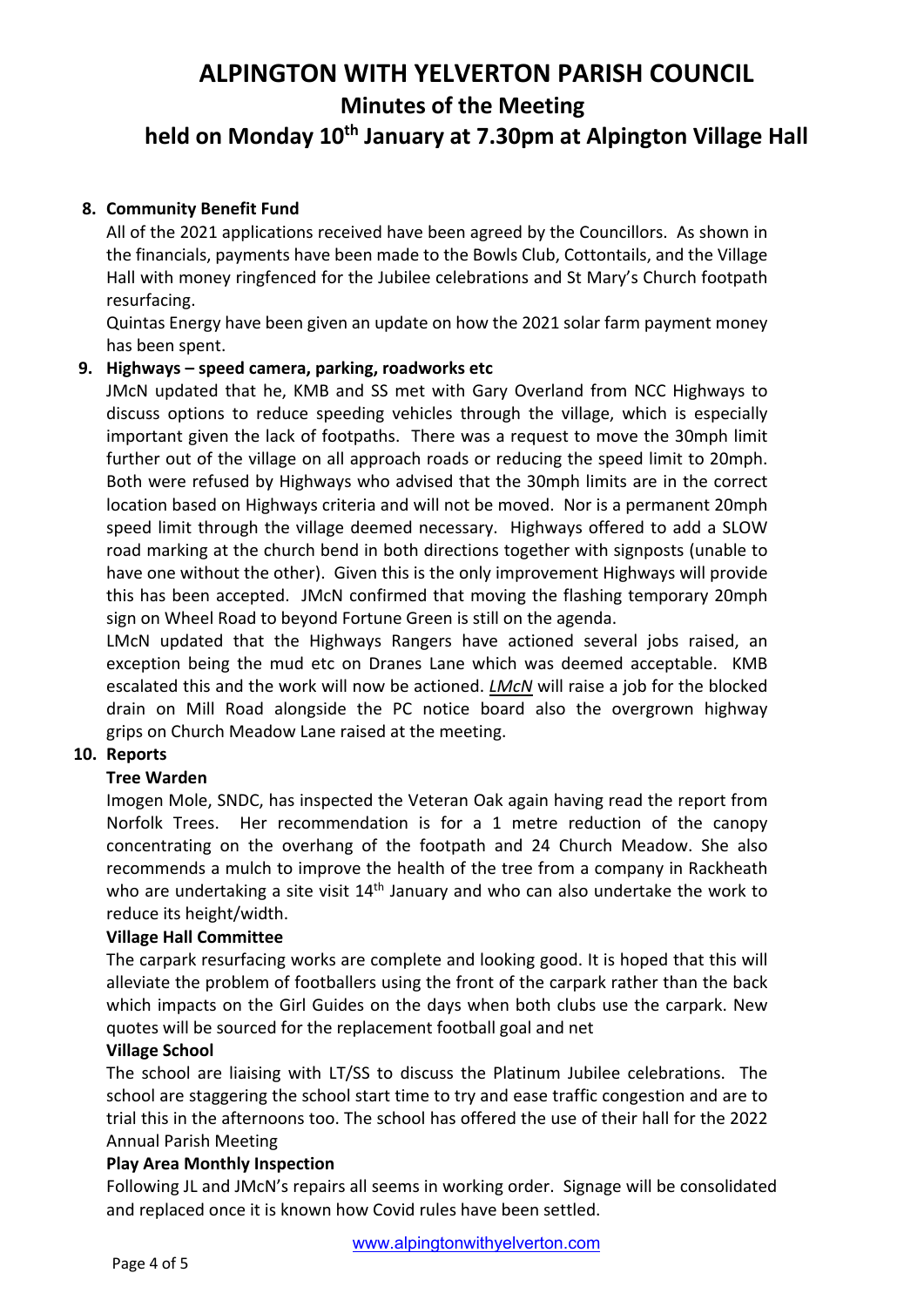# ALPINGTON WITH YELVERTON PARISH COUNCIL
## Minutes of the Meeting
## held on Monday 10th January at 7.30pm at Alpington Village Hall

**8. Community Benefit Fund**

All of the 2021 applications received have been agreed by the Councillors. As shown in the financials, payments have been made to the Bowls Club, Cottontails, and the Village Hall with money ringfenced for the Jubilee celebrations and St Mary's Church footpath resurfacing.

Quintas Energy have been given an update on how the 2021 solar farm payment money has been spent.

**9. Highways – speed camera, parking, roadworks etc**

JMcN updated that he, KMB and SS met with Gary Overland from NCC Highways to discuss options to reduce speeding vehicles through the village, which is especially important given the lack of footpaths. There was a request to move the 30mph limit further out of the village on all approach roads or reducing the speed limit to 20mph. Both were refused by Highways who advised that the 30mph limits are in the correct location based on Highways criteria and will not be moved. Nor is a permanent 20mph speed limit through the village deemed necessary. Highways offered to add a SLOW road marking at the church bend in both directions together with signposts (unable to have one without the other). Given this is the only improvement Highways will provide this has been accepted. JMcN confirmed that moving the flashing temporary 20mph sign on Wheel Road to beyond Fortune Green is still on the agenda.

LMcN updated that the Highways Rangers have actioned several jobs raised, an exception being the mud etc on Dranes Lane which was deemed acceptable. KMB escalated this and the work will now be actioned. *LMcN* will raise a job for the blocked drain on Mill Road alongside the PC notice board also the overgrown highway grips on Church Meadow Lane raised at the meeting.

**10. Reports**

**Tree Warden**

Imogen Mole, SNDC, has inspected the Veteran Oak again having read the report from Norfolk Trees. Her recommendation is for a 1 metre reduction of the canopy concentrating on the overhang of the footpath and 24 Church Meadow. She also recommends a mulch to improve the health of the tree from a company in Rackheath who are undertaking a site visit 14th January and who can also undertake the work to reduce its height/width.

**Village Hall Committee**

The carpark resurfacing works are complete and looking good. It is hoped that this will alleviate the problem of footballers using the front of the carpark rather than the back which impacts on the Girl Guides on the days when both clubs use the carpark. New quotes will be sourced for the replacement football goal and net

**Village School**

The school are liaising with LT/SS to discuss the Platinum Jubilee celebrations. The school are staggering the school start time to try and ease traffic congestion and are to trial this in the afternoons too. The school has offered the use of their hall for the 2022 Annual Parish Meeting

**Play Area Monthly Inspection**

Following JL and JMcN's repairs all seems in working order. Signage will be consolidated and replaced once it is known how Covid rules have been settled.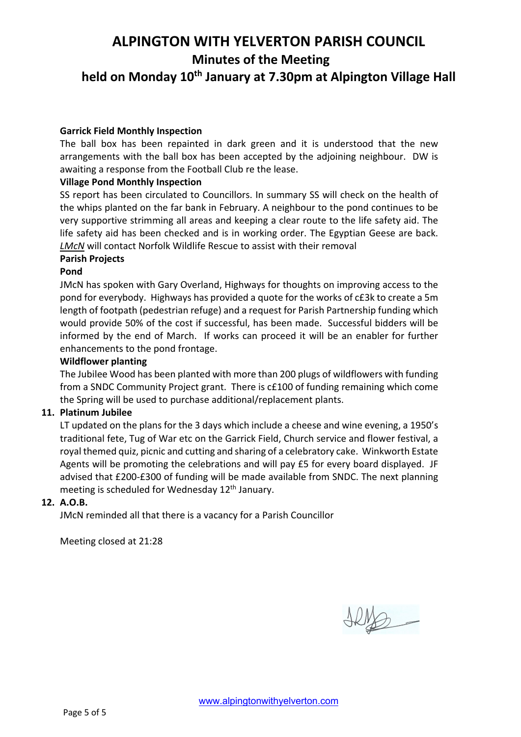# ALPINGTON WITH YELVERTON PARISH COUNCIL
## Minutes of the Meeting
## held on Monday 10th January at 7.30pm at Alpington Village Hall

**Garrick Field Monthly Inspection**

The ball box has been repainted in dark green and it is understood that the new arrangements with the ball box has been accepted by the adjoining neighbour. DW is awaiting a response from the Football Club re the lease.

**Village Pond Monthly Inspection**

SS report has been circulated to Councillors. In summary SS will check on the health of the whips planted on the far bank in February. A neighbour to the pond continues to be very supportive strimming all areas and keeping a clear route to the life safety aid. The life safety aid has been checked and is in working order. The Egyptian Geese are back. *LMcN* will contact Norfolk Wildlife Rescue to assist with their removal

**Parish Projects**

**Pond**

JMcN has spoken with Gary Overland, Highways for thoughts on improving access to the pond for everybody. Highways has provided a quote for the works of c£3k to create a 5m length of footpath (pedestrian refuge) and a request for Parish Partnership funding which would provide 50% of the cost if successful, has been made. Successful bidders will be informed by the end of March. If works can proceed it will be an enabler for further enhancements to the pond frontage.

**Wildflower planting**

The Jubilee Wood has been planted with more than 200 plugs of wildflowers with funding from a SNDC Community Project grant. There is c£100 of funding remaining which come the Spring will be used to purchase additional/replacement plants.

**11. Platinum Jubilee**

LT updated on the plans for the 3 days which include a cheese and wine evening, a 1950's traditional fete, Tug of War etc on the Garrick Field, Church service and flower festival, a royal themed quiz, picnic and cutting and sharing of a celebratory cake. Winkworth Estate Agents will be promoting the celebrations and will pay £5 for every board displayed. JF advised that £200-£300 of funding will be made available from SNDC. The next planning meeting is scheduled for Wednesday 12th January.

**12. A.O.B.**

JMcN reminded all that there is a vacancy for a Parish Councillor

Meeting closed at 21:28

www.alpingtonwithyelverton.com